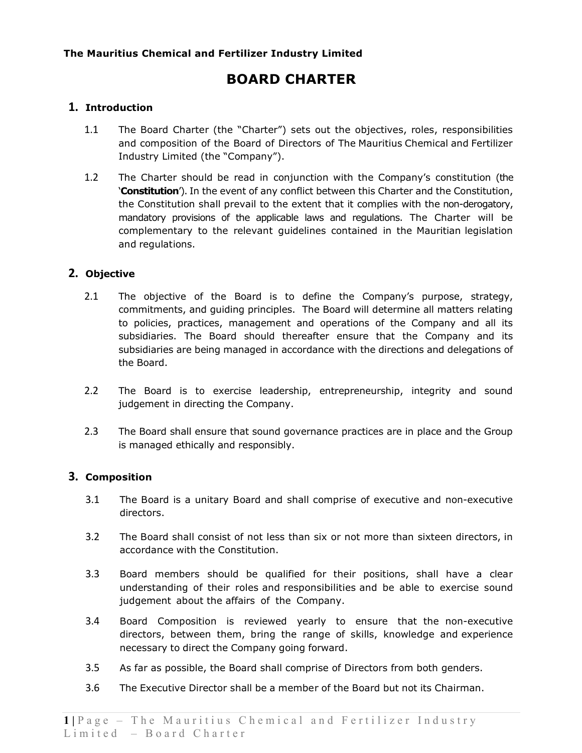**The Mauritius Chemical and Fertilizer Industry Limited**

# BOARD CHARTER

## 1. Introduction

1.1 The Board Charter (the "Charter") sets out the objectives, roles, responsibilities and composition of the Board of Directors of The Mauritius Chemical and Fertilizer Industry Limited (the "Company").

1.2 The Charter should be read in conjunction with the Company's constitution (the '**Constitution**'). In the event of any conflict between this Charter and the Constitution, the Constitution shall prevail to the extent that it complies with the non-derogatory, mandatory provisions of the applicable laws and regulations. The Charter will be complementary to the relevant guidelines contained in the Mauritian legislation and regulations.

## 2. Objective

2.1 The objective of the Board is to define the Company's purpose, strategy, commitments, and guiding principles. The Board will determine all matters relating to policies, practices, management and operations of the Company and all its subsidiaries. The Board should thereafter ensure that the Company and its subsidiaries are being managed in accordance with the directions and delegations of the Board.

2.2 The Board is to exercise leadership, entrepreneurship, integrity and sound judgement in directing the Company.

2.3 The Board shall ensure that sound governance practices are in place and the Group is managed ethically and responsibly.

## 3. Composition

3.1 The Board is a unitary Board and shall comprise of executive and non-executive directors.

3.2 The Board shall consist of not less than six or not more than sixteen directors, in accordance with the Constitution.

3.3 Board members should be qualified for their positions, shall have a clear understanding of their roles and responsibilities and be able to exercise sound judgement about the affairs of the Company.

3.4 Board Composition is reviewed yearly to ensure that the non-executive directors, between them, bring the range of skills, knowledge and experience necessary to direct the Company going forward.

3.5 As far as possible, the Board shall comprise of Directors from both genders.

3.6 The Executive Director shall be a member of the Board but not its Chairman.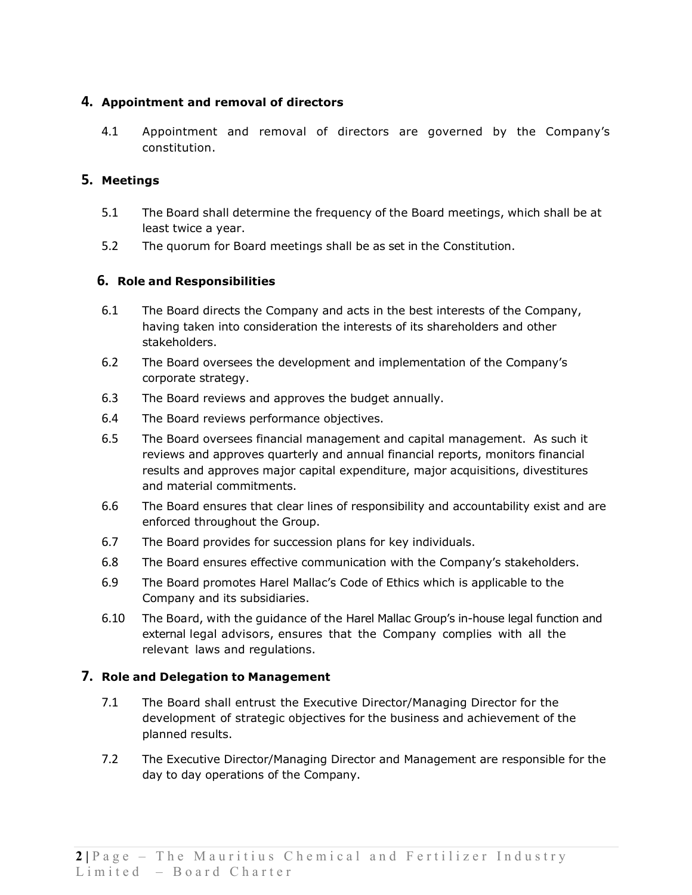## 4. Appointment and removal of directors

4.1 Appointment and removal of directors are governed by the Company's constitution.

## 5. Meetings

5.1 The Board shall determine the frequency of the Board meetings, which shall be at least twice a year.

5.2 The quorum for Board meetings shall be as set in the Constitution.

## 6. Role and Responsibilities

6.1 The Board directs the Company and acts in the best interests of the Company, having taken into consideration the interests of its shareholders and other stakeholders.

6.2 The Board oversees the development and implementation of the Company's corporate strategy.

6.3 The Board reviews and approves the budget annually.

6.4 The Board reviews performance objectives.

6.5 The Board oversees financial management and capital management. As such it reviews and approves quarterly and annual financial reports, monitors financial results and approves major capital expenditure, major acquisitions, divestitures and material commitments.

6.6 The Board ensures that clear lines of responsibility and accountability exist and are enforced throughout the Group.

6.7 The Board provides for succession plans for key individuals.

6.8 The Board ensures effective communication with the Company's stakeholders.

6.9 The Board promotes Harel Mallac's Code of Ethics which is applicable to the Company and its subsidiaries.

6.10 The Board, with the guidance of the Harel Mallac Group's in-house legal function and external legal advisors, ensures that the Company complies with all the relevant laws and regulations.

## 7. Role and Delegation to Management

7.1 The Board shall entrust the Executive Director/Managing Director for the development of strategic objectives for the business and achievement of the planned results.

7.2 The Executive Director/Managing Director and Management are responsible for the day to day operations of the Company.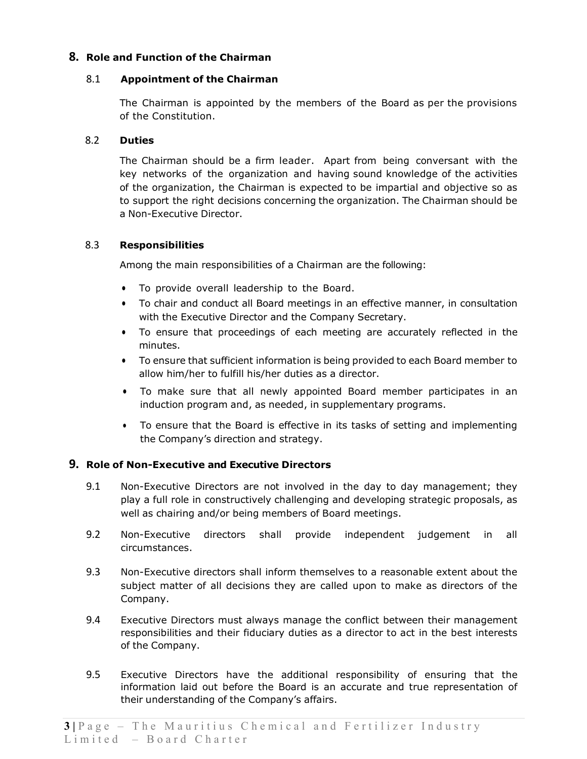## 8. Role and Function of the Chairman

### 8.1 Appointment of the Chairman

The Chairman is appointed by the members of the Board as per the provisions of the Constitution.

### 8.2 Duties

The Chairman should be a firm leader. Apart from being conversant with the key networks of the organization and having sound knowledge of the activities of the organization, the Chairman is expected to be impartial and objective so as to support the right decisions concerning the organization. The Chairman should be a Non-Executive Director.

### 8.3 Responsibilities

Among the main responsibilities of a Chairman are the following:

- To provide overall leadership to the Board.
- To chair and conduct all Board meetings in an effective manner, in consultation with the Executive Director and the Company Secretary.
- To ensure that proceedings of each meeting are accurately reflected in the minutes.
- To ensure that sufficient information is being provided to each Board member to allow him/her to fulfill his/her duties as a director.
- To make sure that all newly appointed Board member participates in an induction program and, as needed, in supplementary programs.
- To ensure that the Board is effective in its tasks of setting and implementing the Company's direction and strategy.

## 9. Role of Non-Executive and Executive Directors

9.1 Non-Executive Directors are not involved in the day to day management; they play a full role in constructively challenging and developing strategic proposals, as well as chairing and/or being members of Board meetings.

9.2 Non-Executive directors shall provide independent judgement in all circumstances.

9.3 Non-Executive directors shall inform themselves to a reasonable extent about the subject matter of all decisions they are called upon to make as directors of the Company.

9.4 Executive Directors must always manage the conflict between their management responsibilities and their fiduciary duties as a director to act in the best interests of the Company.

9.5 Executive Directors have the additional responsibility of ensuring that the information laid out before the Board is an accurate and true representation of their understanding of the Company's affairs.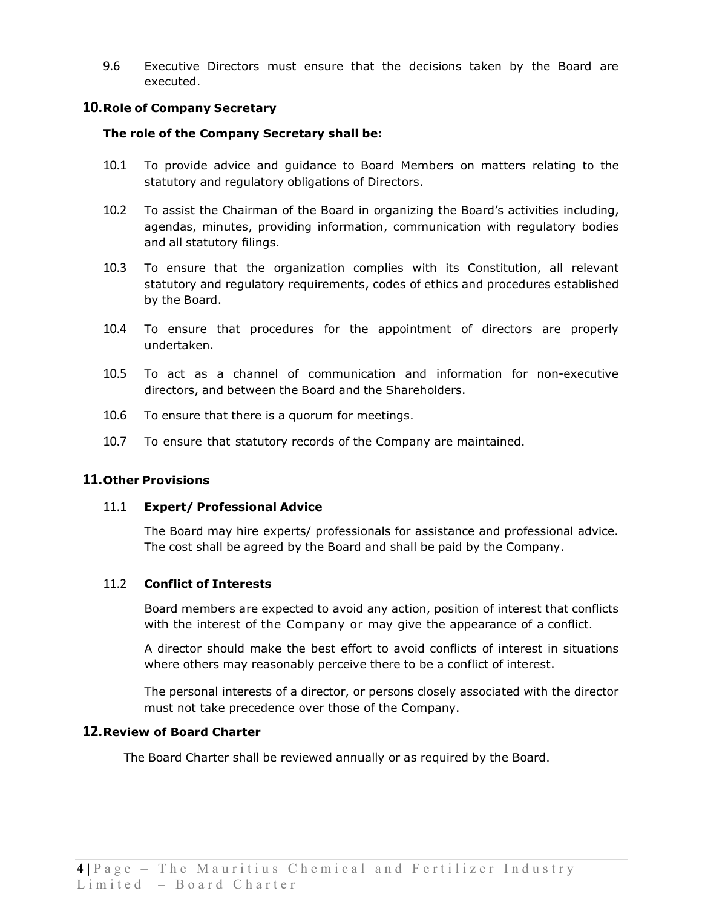9.6 Executive Directors must ensure that the decisions taken by the Board are executed.

## 10. Role of Company Secretary

**The role of the Company Secretary shall be:**

10.1 To provide advice and guidance to Board Members on matters relating to the statutory and regulatory obligations of Directors.

10.2 To assist the Chairman of the Board in organizing the Board's activities including, agendas, minutes, providing information, communication with regulatory bodies and all statutory filings.

10.3 To ensure that the organization complies with its Constitution, all relevant statutory and regulatory requirements, codes of ethics and procedures established by the Board.

10.4 To ensure that procedures for the appointment of directors are properly undertaken.

10.5 To act as a channel of communication and information for non-executive directors, and between the Board and the Shareholders.

10.6 To ensure that there is a quorum for meetings.

10.7 To ensure that statutory records of the Company are maintained.

## 11. Other Provisions

### 11.1 Expert/ Professional Advice

The Board may hire experts/ professionals for assistance and professional advice. The cost shall be agreed by the Board and shall be paid by the Company.

### 11.2 Conflict of Interests

Board members are expected to avoid any action, position of interest that conflicts with the interest of the Company or may give the appearance of a conflict.

A director should make the best effort to avoid conflicts of interest in situations where others may reasonably perceive there to be a conflict of interest.

The personal interests of a director, or persons closely associated with the director must not take precedence over those of the Company.

## 12. Review of Board Charter

The Board Charter shall be reviewed annually or as required by the Board.